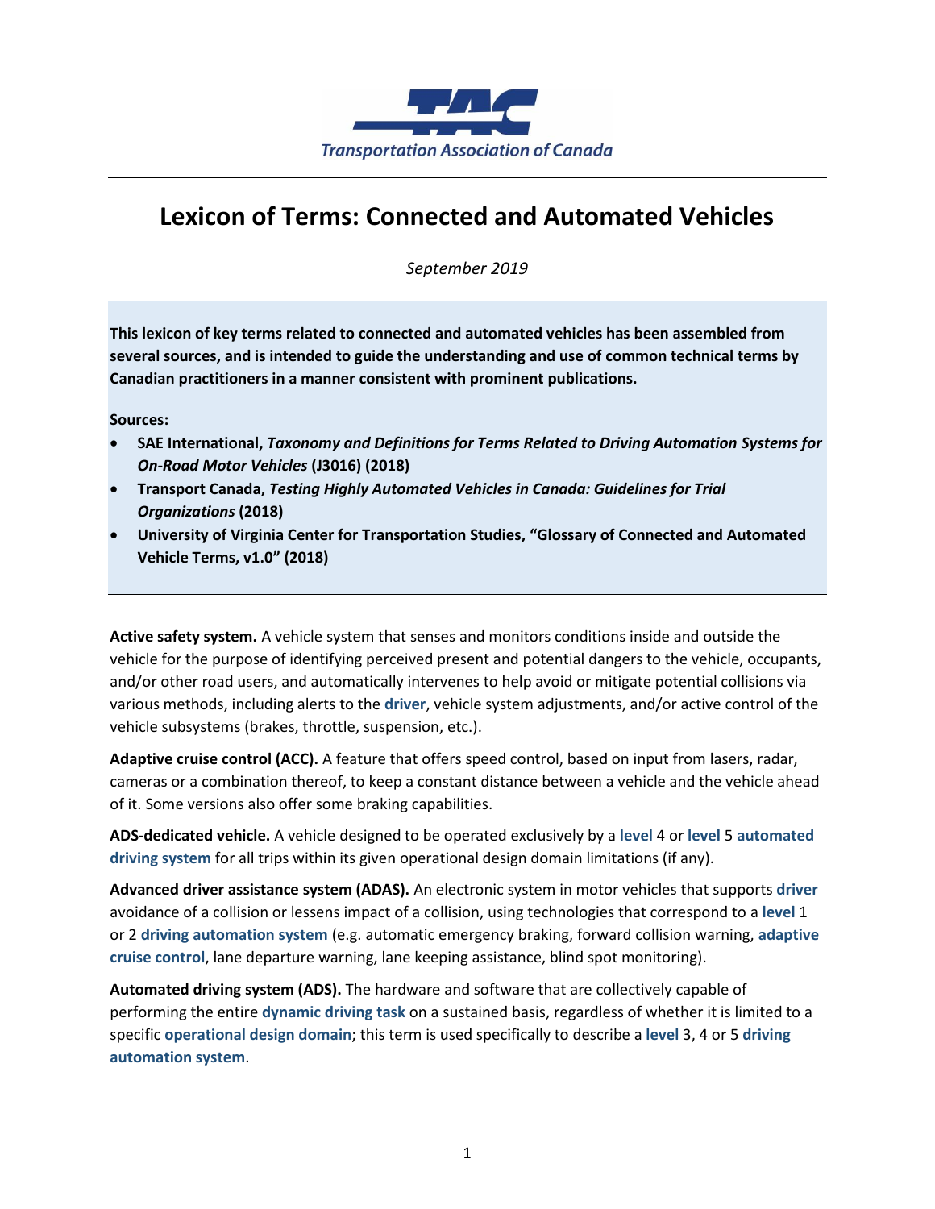Transportation Association of Canada

# Lexicon of Terms: Connected and Automated Vehicles

*September 2019*

**This lexicon of key terms related to connected and automated vehicles has been assembled from several sources, and is intended to guide the understanding and use of common technical terms by Canadian practitioners in a manner consistent with prominent publications.**

**Sources:**

- **SAE International, *Taxonomy and Definitions for Terms Related to Driving Automation Systems for On-Road Motor Vehicles* (J3016) (2018)**
- **Transport Canada, *Testing Highly Automated Vehicles in Canada: Guidelines for Trial Organizations* (2018)**
- **University of Virginia Center for Transportation Studies, "Glossary of Connected and Automated Vehicle Terms, v1.0" (2018)**

---

**Active safety system.** A vehicle system that senses and monitors conditions inside and outside the vehicle for the purpose of identifying perceived present and potential dangers to the vehicle, occupants, and/or other road users, and automatically intervenes to help avoid or mitigate potential collisions via various methods, including alerts to the **driver**, vehicle system adjustments, and/or active control of the vehicle subsystems (brakes, throttle, suspension, etc.).

**Adaptive cruise control (ACC).** A feature that offers speed control, based on input from lasers, radar, cameras or a combination thereof, to keep a constant distance between a vehicle and the vehicle ahead of it. Some versions also offer some braking capabilities.

**ADS-dedicated vehicle.** A vehicle designed to be operated exclusively by a **level** 4 or **level** 5 **automated driving system** for all trips within its given operational design domain limitations (if any).

**Advanced driver assistance system (ADAS).** An electronic system in motor vehicles that supports **driver** avoidance of a collision or lessens impact of a collision, using technologies that correspond to a **level** 1 or 2 **driving automation system** (e.g. automatic emergency braking, forward collision warning, **adaptive cruise control**, lane departure warning, lane keeping assistance, blind spot monitoring).

**Automated driving system (ADS).** The hardware and software that are collectively capable of performing the entire **dynamic driving task** on a sustained basis, regardless of whether it is limited to a specific **operational design domain**; this term is used specifically to describe a **level** 3, 4 or 5 **driving automation system**.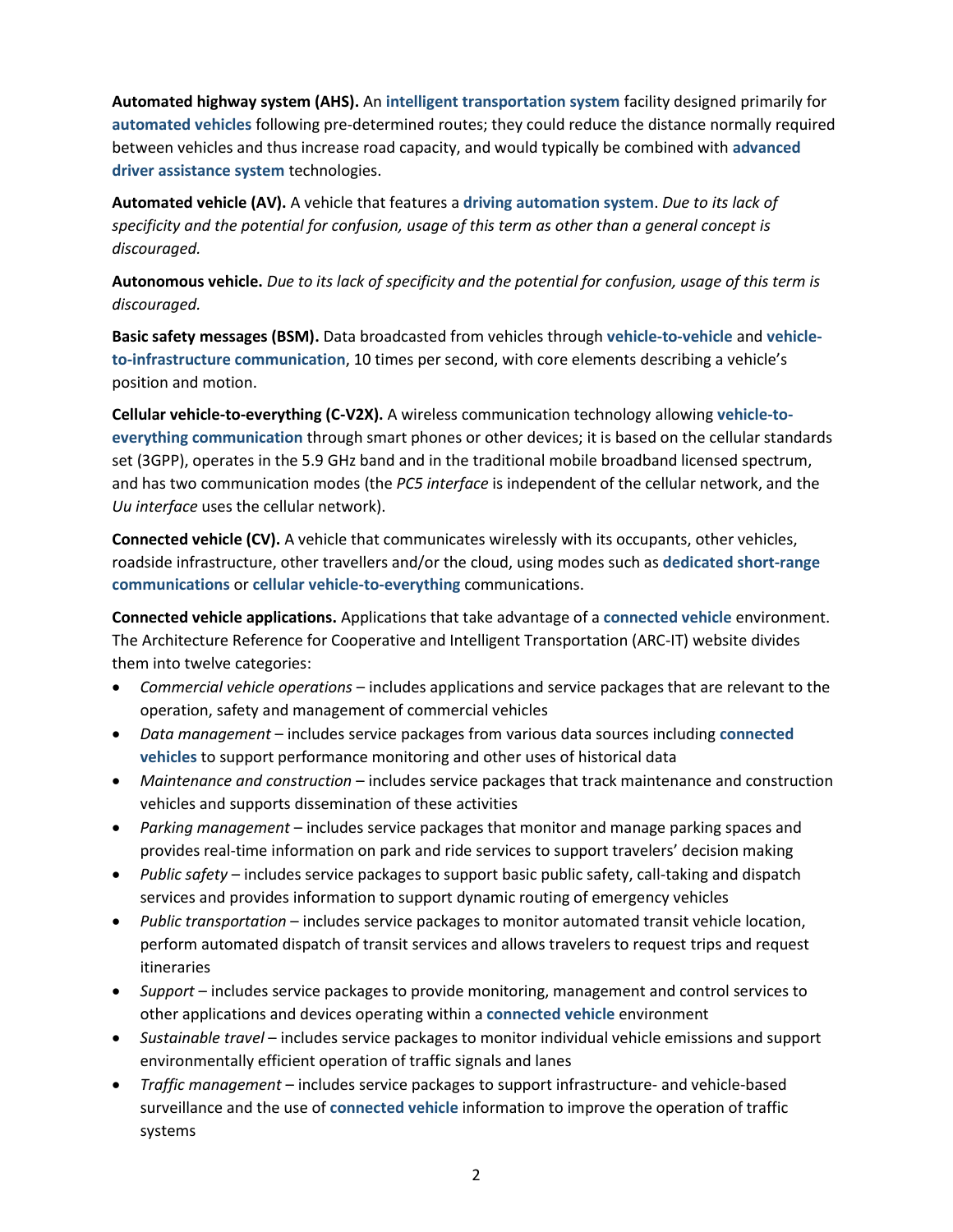**Automated highway system (AHS).** An **intelligent transportation system** facility designed primarily for **automated vehicles** following pre-determined routes; they could reduce the distance normally required between vehicles and thus increase road capacity, and would typically be combined with **advanced driver assistance system** technologies.

**Automated vehicle (AV).** A vehicle that features a **driving automation system**. *Due to its lack of specificity and the potential for confusion, usage of this term as other than a general concept is discouraged.*

**Autonomous vehicle.** *Due to its lack of specificity and the potential for confusion, usage of this term is discouraged.*

**Basic safety messages (BSM).** Data broadcasted from vehicles through **vehicle-to-vehicle** and **vehicle-to-infrastructure communication**, 10 times per second, with core elements describing a vehicle's position and motion.

**Cellular vehicle-to-everything (C-V2X).** A wireless communication technology allowing **vehicle-to-everything communication** through smart phones or other devices; it is based on the cellular standards set (3GPP), operates in the 5.9 GHz band and in the traditional mobile broadband licensed spectrum, and has two communication modes (the *PC5 interface* is independent of the cellular network, and the *Uu interface* uses the cellular network).

**Connected vehicle (CV).** A vehicle that communicates wirelessly with its occupants, other vehicles, roadside infrastructure, other travellers and/or the cloud, using modes such as **dedicated short-range communications** or **cellular vehicle-to-everything** communications.

**Connected vehicle applications.** Applications that take advantage of a **connected vehicle** environment. The Architecture Reference for Cooperative and Intelligent Transportation (ARC-IT) website divides them into twelve categories:

- *Commercial vehicle operations* – includes applications and service packages that are relevant to the operation, safety and management of commercial vehicles
- *Data management* – includes service packages from various data sources including **connected vehicles** to support performance monitoring and other uses of historical data
- *Maintenance and construction* – includes service packages that track maintenance and construction vehicles and supports dissemination of these activities
- *Parking management* – includes service packages that monitor and manage parking spaces and provides real-time information on park and ride services to support travelers' decision making
- *Public safety* – includes service packages to support basic public safety, call-taking and dispatch services and provides information to support dynamic routing of emergency vehicles
- *Public transportation* – includes service packages to monitor automated transit vehicle location, perform automated dispatch of transit services and allows travelers to request trips and request itineraries
- *Support* – includes service packages to provide monitoring, management and control services to other applications and devices operating within a **connected vehicle** environment
- *Sustainable travel* – includes service packages to monitor individual vehicle emissions and support environmentally efficient operation of traffic signals and lanes
- *Traffic management* – includes service packages to support infrastructure- and vehicle-based surveillance and the use of **connected vehicle** information to improve the operation of traffic systems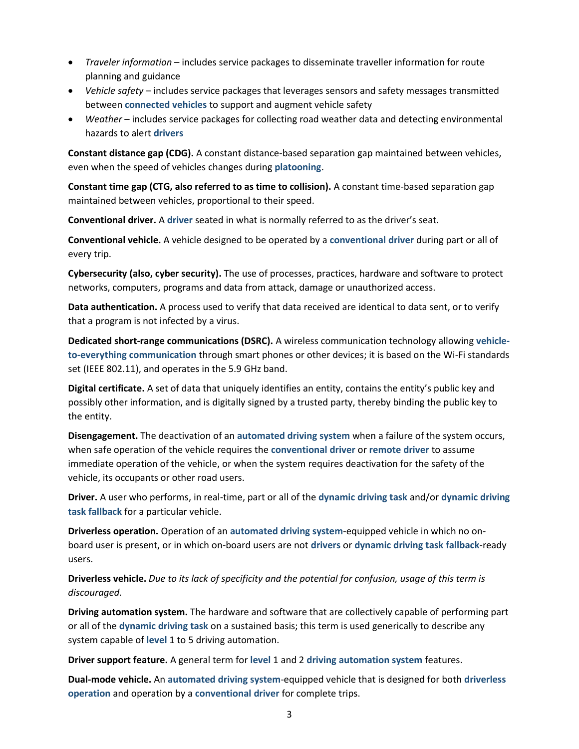- *Traveler information* – includes service packages to disseminate traveller information for route planning and guidance
- *Vehicle safety* – includes service packages that leverages sensors and safety messages transmitted between **connected vehicles** to support and augment vehicle safety
- *Weather* – includes service packages for collecting road weather data and detecting environmental hazards to alert **drivers**

**Constant distance gap (CDG).** A constant distance-based separation gap maintained between vehicles, even when the speed of vehicles changes during **platooning**.

**Constant time gap (CTG, also referred to as time to collision).** A constant time-based separation gap maintained between vehicles, proportional to their speed.

**Conventional driver.** A **driver** seated in what is normally referred to as the driver's seat.

**Conventional vehicle.** A vehicle designed to be operated by a **conventional driver** during part or all of every trip.

**Cybersecurity (also, cyber security).** The use of processes, practices, hardware and software to protect networks, computers, programs and data from attack, damage or unauthorized access.

**Data authentication.** A process used to verify that data received are identical to data sent, or to verify that a program is not infected by a virus.

**Dedicated short-range communications (DSRC).** A wireless communication technology allowing **vehicle-to-everything communication** through smart phones or other devices; it is based on the Wi-Fi standards set (IEEE 802.11), and operates in the 5.9 GHz band.

**Digital certificate.** A set of data that uniquely identifies an entity, contains the entity's public key and possibly other information, and is digitally signed by a trusted party, thereby binding the public key to the entity.

**Disengagement.** The deactivation of an **automated driving system** when a failure of the system occurs, when safe operation of the vehicle requires the **conventional driver** or **remote driver** to assume immediate operation of the vehicle, or when the system requires deactivation for the safety of the vehicle, its occupants or other road users.

**Driver.** A user who performs, in real-time, part or all of the **dynamic driving task** and/or **dynamic driving task fallback** for a particular vehicle.

**Driverless operation.** Operation of an **automated driving system**-equipped vehicle in which no on-board user is present, or in which on-board users are not **drivers** or **dynamic driving task fallback**-ready users.

**Driverless vehicle.** *Due to its lack of specificity and the potential for confusion, usage of this term is discouraged.*

**Driving automation system.** The hardware and software that are collectively capable of performing part or all of the **dynamic driving task** on a sustained basis; this term is used generically to describe any system capable of **level** 1 to 5 driving automation.

**Driver support feature.** A general term for **level** 1 and 2 **driving automation system** features.

**Dual-mode vehicle.** An **automated driving system**-equipped vehicle that is designed for both **driverless operation** and operation by a **conventional driver** for complete trips.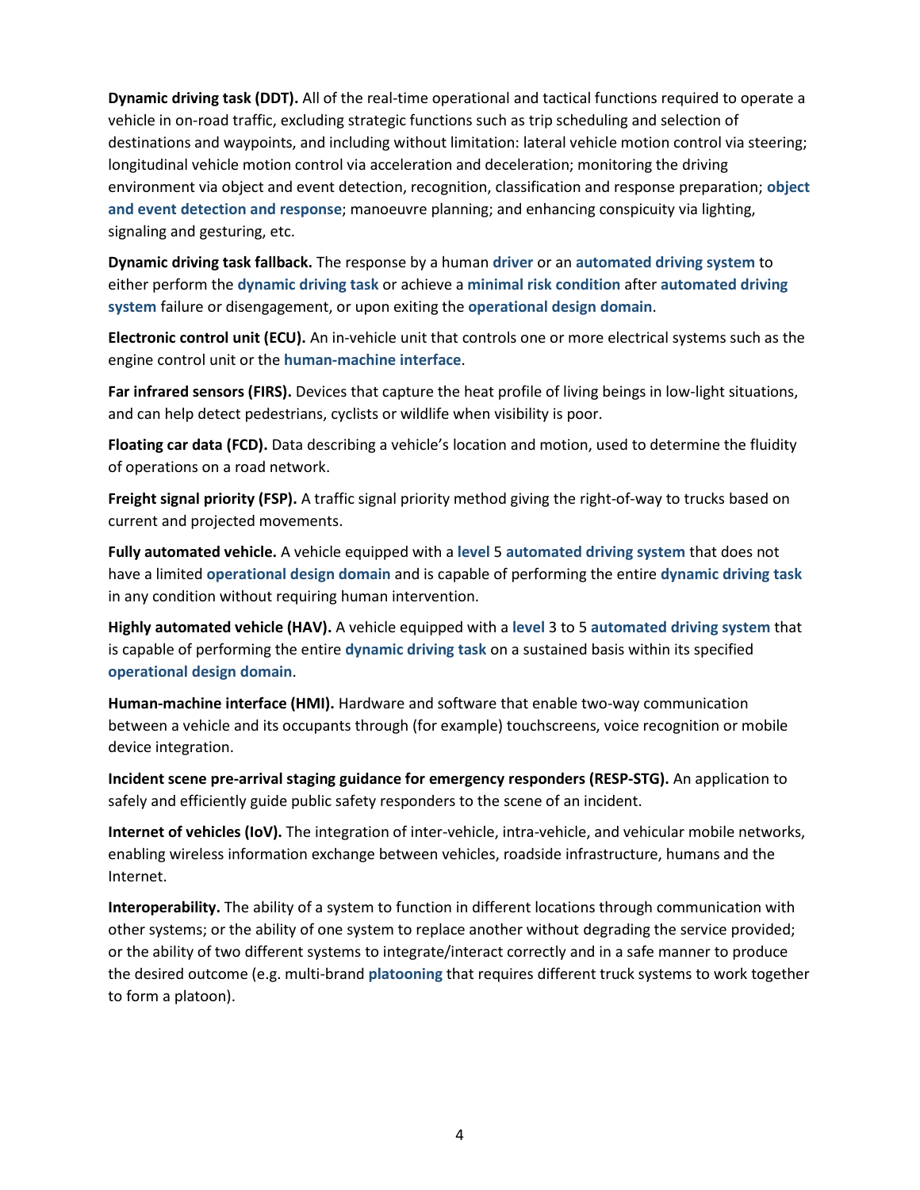**Dynamic driving task (DDT).** All of the real-time operational and tactical functions required to operate a vehicle in on-road traffic, excluding strategic functions such as trip scheduling and selection of destinations and waypoints, and including without limitation: lateral vehicle motion control via steering; longitudinal vehicle motion control via acceleration and deceleration; monitoring the driving environment via object and event detection, recognition, classification and response preparation; **object and event detection and response**; manoeuvre planning; and enhancing conspicuity via lighting, signaling and gesturing, etc.

**Dynamic driving task fallback.** The response by a human **driver** or an **automated driving system** to either perform the **dynamic driving task** or achieve a **minimal risk condition** after **automated driving system** failure or disengagement, or upon exiting the **operational design domain**.

**Electronic control unit (ECU).** An in-vehicle unit that controls one or more electrical systems such as the engine control unit or the **human-machine interface**.

**Far infrared sensors (FIRS).** Devices that capture the heat profile of living beings in low-light situations, and can help detect pedestrians, cyclists or wildlife when visibility is poor.

**Floating car data (FCD).** Data describing a vehicle's location and motion, used to determine the fluidity of operations on a road network.

**Freight signal priority (FSP).** A traffic signal priority method giving the right-of-way to trucks based on current and projected movements.

**Fully automated vehicle.** A vehicle equipped with a **level** 5 **automated driving system** that does not have a limited **operational design domain** and is capable of performing the entire **dynamic driving task** in any condition without requiring human intervention.

**Highly automated vehicle (HAV).** A vehicle equipped with a **level** 3 to 5 **automated driving system** that is capable of performing the entire **dynamic driving task** on a sustained basis within its specified **operational design domain**.

**Human-machine interface (HMI).** Hardware and software that enable two-way communication between a vehicle and its occupants through (for example) touchscreens, voice recognition or mobile device integration.

**Incident scene pre-arrival staging guidance for emergency responders (RESP-STG).** An application to safely and efficiently guide public safety responders to the scene of an incident.

**Internet of vehicles (IoV).** The integration of inter-vehicle, intra-vehicle, and vehicular mobile networks, enabling wireless information exchange between vehicles, roadside infrastructure, humans and the Internet.

**Interoperability.** The ability of a system to function in different locations through communication with other systems; or the ability of one system to replace another without degrading the service provided; or the ability of two different systems to integrate/interact correctly and in a safe manner to produce the desired outcome (e.g. multi-brand **platooning** that requires different truck systems to work together to form a platoon).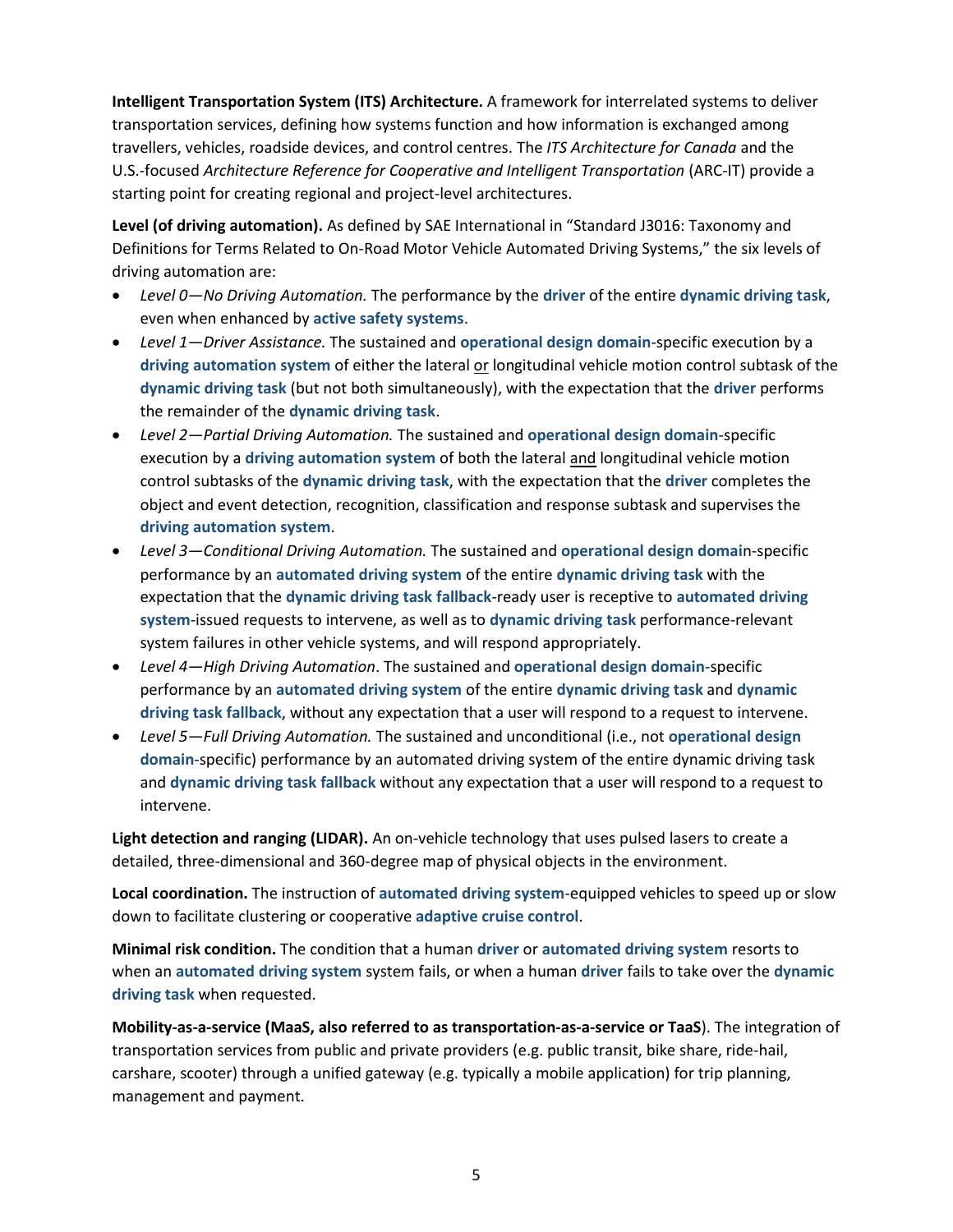**Intelligent Transportation System (ITS) Architecture.** A framework for interrelated systems to deliver transportation services, defining how systems function and how information is exchanged among travellers, vehicles, roadside devices, and control centres. The *ITS Architecture for Canada* and the U.S.-focused *Architecture Reference for Cooperative and Intelligent Transportation* (ARC-IT) provide a starting point for creating regional and project-level architectures.

**Level (of driving automation).** As defined by SAE International in "Standard J3016: Taxonomy and Definitions for Terms Related to On-Road Motor Vehicle Automated Driving Systems," the six levels of driving automation are:

- *Level 0—No Driving Automation.* The performance by the **driver** of the entire **dynamic driving task**, even when enhanced by **active safety systems**.
- *Level 1—Driver Assistance.* The sustained and **operational design domain**-specific execution by a **driving automation system** of either the lateral <u>or</u> longitudinal vehicle motion control subtask of the **dynamic driving task** (but not both simultaneously), with the expectation that the **driver** performs the remainder of the **dynamic driving task**.
- *Level 2—Partial Driving Automation.* The sustained and **operational design domain**-specific execution by a **driving automation system** of both the lateral <u>and</u> longitudinal vehicle motion control subtasks of the **dynamic driving task**, with the expectation that the **driver** completes the object and event detection, recognition, classification and response subtask and supervises the **driving automation system**.
- *Level 3—Conditional Driving Automation.* The sustained and **operational design domai**n-specific performance by an **automated driving system** of the entire **dynamic driving task** with the expectation that the **dynamic driving task fallback**-ready user is receptive to **automated driving system**-issued requests to intervene, as well as to **dynamic driving task** performance-relevant system failures in other vehicle systems, and will respond appropriately.
- *Level 4—High Driving Automation*. The sustained and **operational design domain**-specific performance by an **automated driving system** of the entire **dynamic driving task** and **dynamic driving task fallback**, without any expectation that a user will respond to a request to intervene.
- *Level 5—Full Driving Automation.* The sustained and unconditional (i.e., not **operational design domain**-specific) performance by an automated driving system of the entire dynamic driving task and **dynamic driving task fallback** without any expectation that a user will respond to a request to intervene.

**Light detection and ranging (LIDAR).** An on-vehicle technology that uses pulsed lasers to create a detailed, three-dimensional and 360-degree map of physical objects in the environment.

**Local coordination.** The instruction of **automated driving system**-equipped vehicles to speed up or slow down to facilitate clustering or cooperative **adaptive cruise control**.

**Minimal risk condition.** The condition that a human **driver** or **automated driving system** resorts to when an **automated driving system** system fails, or when a human **driver** fails to take over the **dynamic driving task** when requested.

**Mobility-as-a-service (MaaS, also referred to as transportation-as-a-service or TaaS**). The integration of transportation services from public and private providers (e.g. public transit, bike share, ride-hail, carshare, scooter) through a unified gateway (e.g. typically a mobile application) for trip planning, management and payment.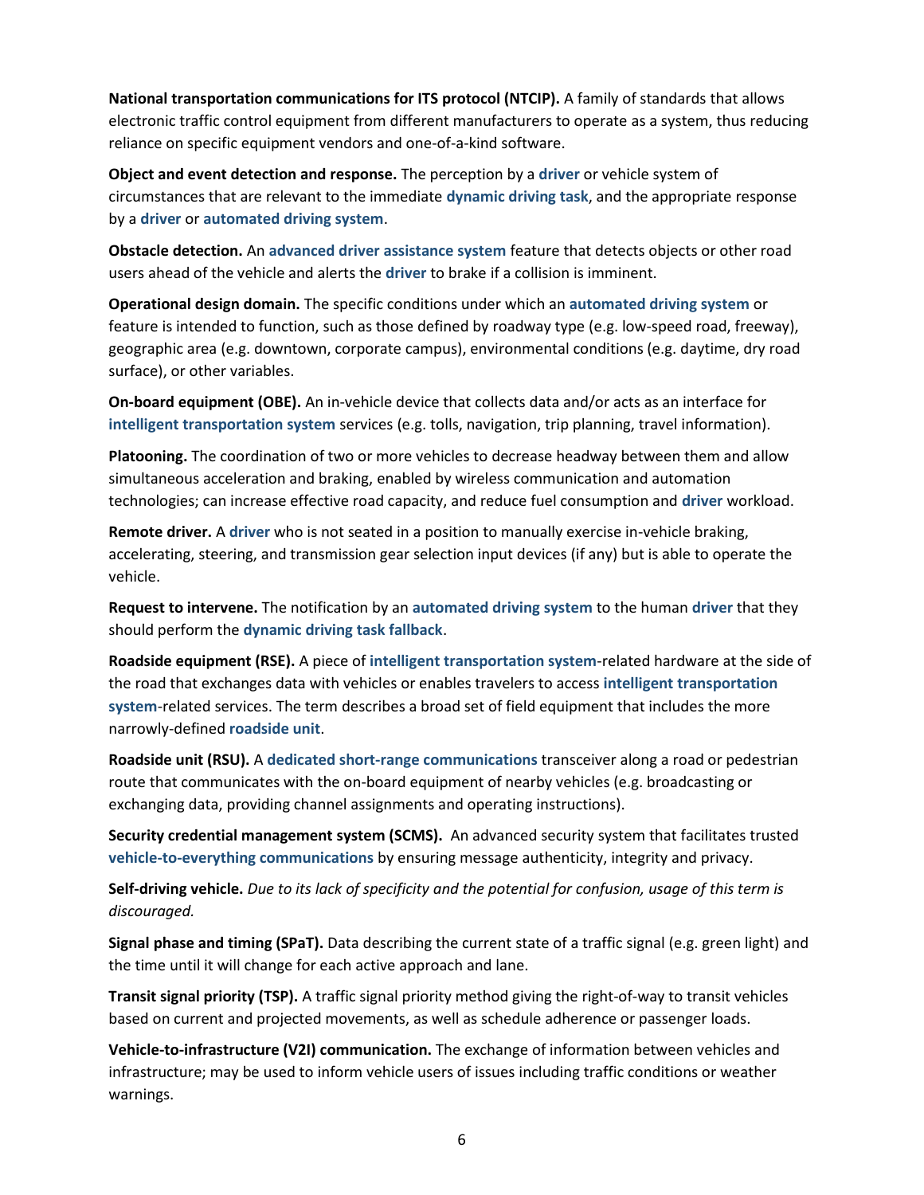**National transportation communications for ITS protocol (NTCIP).** A family of standards that allows electronic traffic control equipment from different manufacturers to operate as a system, thus reducing reliance on specific equipment vendors and one-of-a-kind software.

**Object and event detection and response.** The perception by a **driver** or vehicle system of circumstances that are relevant to the immediate **dynamic driving task**, and the appropriate response by a **driver** or **automated driving system**.

**Obstacle detection.** An **advanced driver assistance system** feature that detects objects or other road users ahead of the vehicle and alerts the **driver** to brake if a collision is imminent.

**Operational design domain.** The specific conditions under which an **automated driving system** or feature is intended to function, such as those defined by roadway type (e.g. low-speed road, freeway), geographic area (e.g. downtown, corporate campus), environmental conditions (e.g. daytime, dry road surface), or other variables.

**On-board equipment (OBE).** An in-vehicle device that collects data and/or acts as an interface for **intelligent transportation system** services (e.g. tolls, navigation, trip planning, travel information).

**Platooning.** The coordination of two or more vehicles to decrease headway between them and allow simultaneous acceleration and braking, enabled by wireless communication and automation technologies; can increase effective road capacity, and reduce fuel consumption and **driver** workload.

**Remote driver.** A **driver** who is not seated in a position to manually exercise in-vehicle braking, accelerating, steering, and transmission gear selection input devices (if any) but is able to operate the vehicle.

**Request to intervene.** The notification by an **automated driving system** to the human **driver** that they should perform the **dynamic driving task fallback**.

**Roadside equipment (RSE).** A piece of **intelligent transportation system**-related hardware at the side of the road that exchanges data with vehicles or enables travelers to access **intelligent transportation system**-related services. The term describes a broad set of field equipment that includes the more narrowly-defined **roadside unit**.

**Roadside unit (RSU).** A **dedicated short-range communications** transceiver along a road or pedestrian route that communicates with the on-board equipment of nearby vehicles (e.g. broadcasting or exchanging data, providing channel assignments and operating instructions).

**Security credential management system (SCMS).** An advanced security system that facilitates trusted **vehicle-to-everything communications** by ensuring message authenticity, integrity and privacy.

**Self-driving vehicle.** *Due to its lack of specificity and the potential for confusion, usage of this term is discouraged.*

**Signal phase and timing (SPaT).** Data describing the current state of a traffic signal (e.g. green light) and the time until it will change for each active approach and lane.

**Transit signal priority (TSP).** A traffic signal priority method giving the right-of-way to transit vehicles based on current and projected movements, as well as schedule adherence or passenger loads.

**Vehicle-to-infrastructure (V2I) communication.** The exchange of information between vehicles and infrastructure; may be used to inform vehicle users of issues including traffic conditions or weather warnings.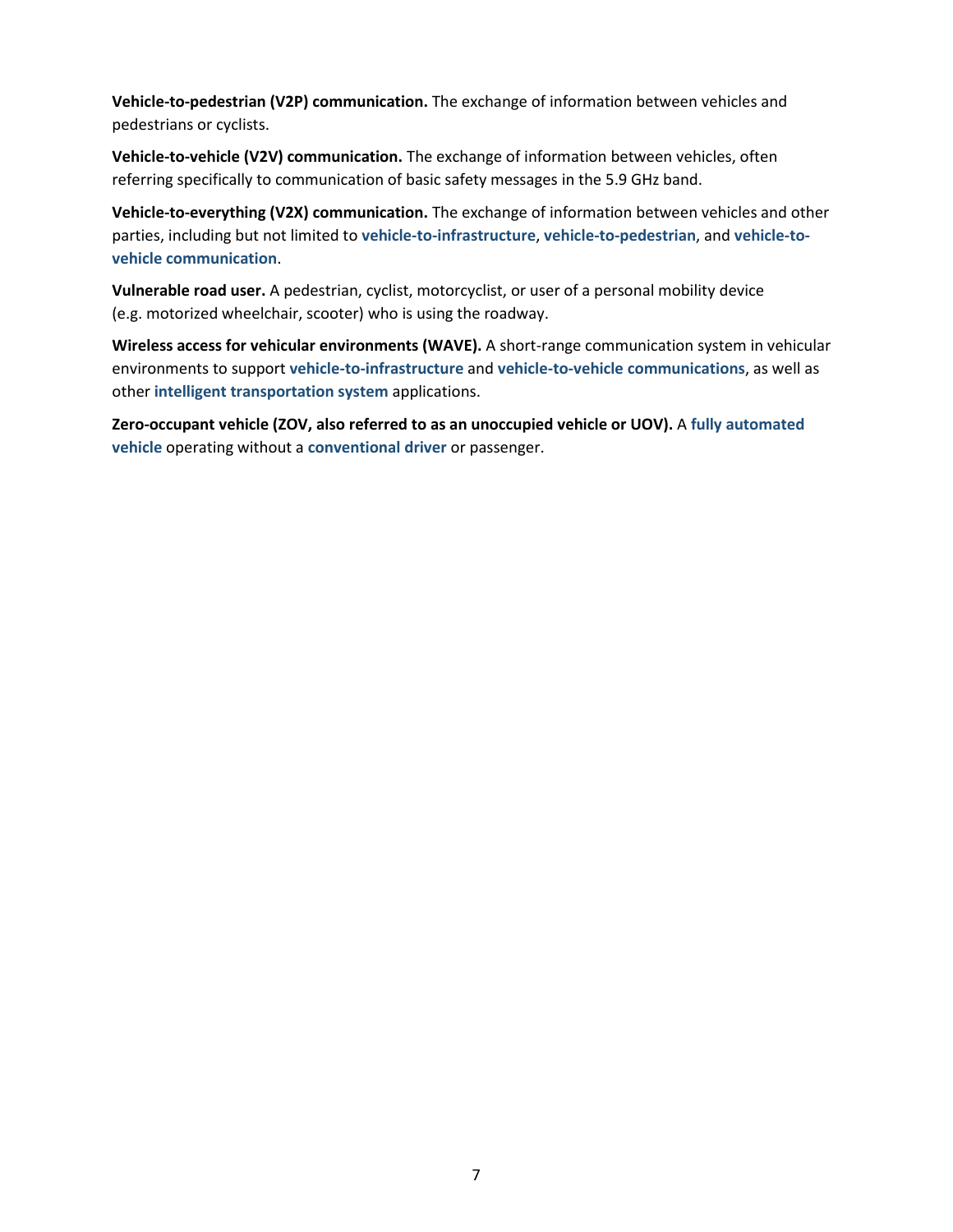**Vehicle-to-pedestrian (V2P) communication.** The exchange of information between vehicles and pedestrians or cyclists.

**Vehicle-to-vehicle (V2V) communication.** The exchange of information between vehicles, often referring specifically to communication of basic safety messages in the 5.9 GHz band.

**Vehicle-to-everything (V2X) communication.** The exchange of information between vehicles and other parties, including but not limited to **vehicle-to-infrastructure**, **vehicle-to-pedestrian**, and **vehicle-to-vehicle communication**.

**Vulnerable road user.** A pedestrian, cyclist, motorcyclist, or user of a personal mobility device (e.g. motorized wheelchair, scooter) who is using the roadway.

**Wireless access for vehicular environments (WAVE).** A short-range communication system in vehicular environments to support **vehicle-to-infrastructure** and **vehicle-to-vehicle communications**, as well as other **intelligent transportation system** applications.

**Zero-occupant vehicle (ZOV, also referred to as an unoccupied vehicle or UOV).** A **fully automated vehicle** operating without a **conventional driver** or passenger.